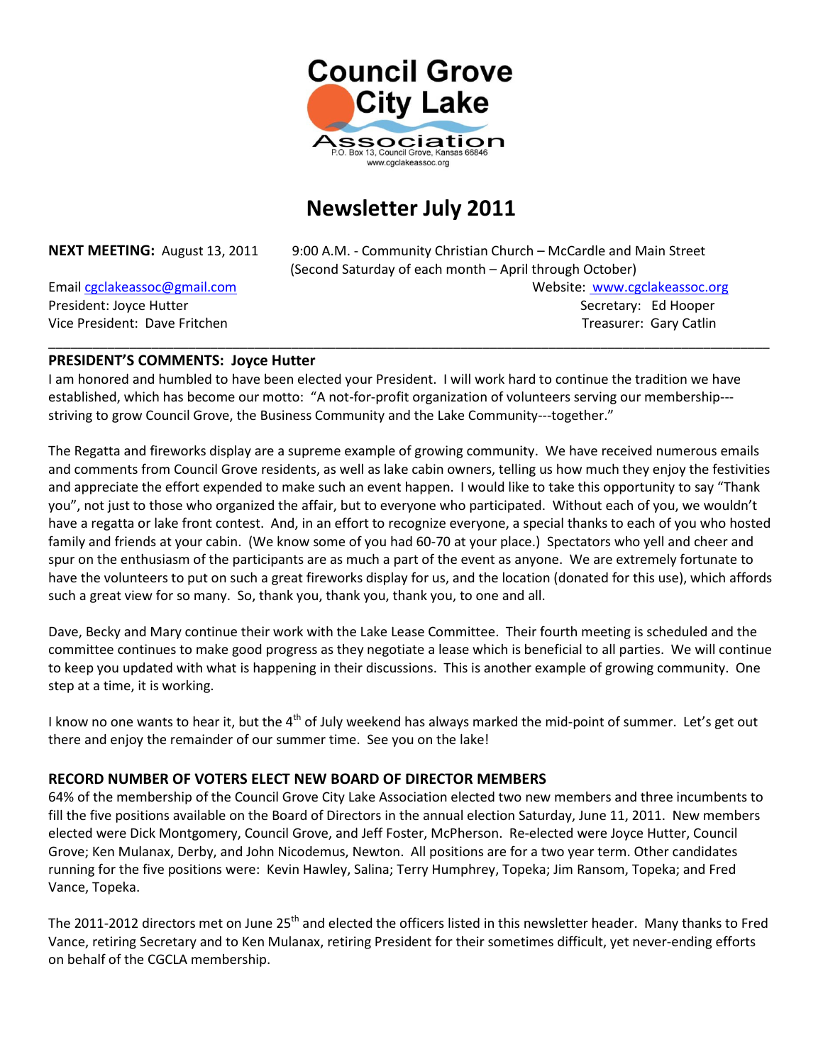Council Grove City Lake Association
P.O. Box 13, Council Grove, Kansas 66846
www.cgclakeassoc.org

# Newsletter July 2011

**NEXT MEETING:** August 13, 2011 9:00 A.M. - Community Christian Church – McCardle and Main Street
(Second Saturday of each month – April through October)

Email cgclakeassoc@gmail.com Website: www.cgclakeassoc.org
President: Joyce Hutter Secretary: Ed Hooper
Vice President: Dave Fritchen Treasurer: Gary Catlin

---

## PRESIDENT'S COMMENTS: Joyce Hutter

I am honored and humbled to have been elected your President. I will work hard to continue the tradition we have established, which has become our motto: "A not-for-profit organization of volunteers serving our membership---striving to grow Council Grove, the Business Community and the Lake Community---together."

The Regatta and fireworks display are a supreme example of growing community. We have received numerous emails and comments from Council Grove residents, as well as lake cabin owners, telling us how much they enjoy the festivities and appreciate the effort expended to make such an event happen. I would like to take this opportunity to say "Thank you", not just to those who organized the affair, but to everyone who participated. Without each of you, we wouldn't have a regatta or lake front contest. And, in an effort to recognize everyone, a special thanks to each of you who hosted family and friends at your cabin. (We know some of you had 60-70 at your place.) Spectators who yell and cheer and spur on the enthusiasm of the participants are as much a part of the event as anyone. We are extremely fortunate to have the volunteers to put on such a great fireworks display for us, and the location (donated for this use), which affords such a great view for so many. So, thank you, thank you, thank you, to one and all.

Dave, Becky and Mary continue their work with the Lake Lease Committee. Their fourth meeting is scheduled and the committee continues to make good progress as they negotiate a lease which is beneficial to all parties. We will continue to keep you updated with what is happening in their discussions. This is another example of growing community. One step at a time, it is working.

I know no one wants to hear it, but the 4th of July weekend has always marked the mid-point of summer. Let's get out there and enjoy the remainder of our summer time. See you on the lake!

## RECORD NUMBER OF VOTERS ELECT NEW BOARD OF DIRECTOR MEMBERS

64% of the membership of the Council Grove City Lake Association elected two new members and three incumbents to fill the five positions available on the Board of Directors in the annual election Saturday, June 11, 2011. New members elected were Dick Montgomery, Council Grove, and Jeff Foster, McPherson. Re-elected were Joyce Hutter, Council Grove; Ken Mulanax, Derby, and John Nicodemus, Newton. All positions are for a two year term. Other candidates running for the five positions were: Kevin Hawley, Salina; Terry Humphrey, Topeka; Jim Ransom, Topeka; and Fred Vance, Topeka.

The 2011-2012 directors met on June 25th and elected the officers listed in this newsletter header. Many thanks to Fred Vance, retiring Secretary and to Ken Mulanax, retiring President for their sometimes difficult, yet never-ending efforts on behalf of the CGCLA membership.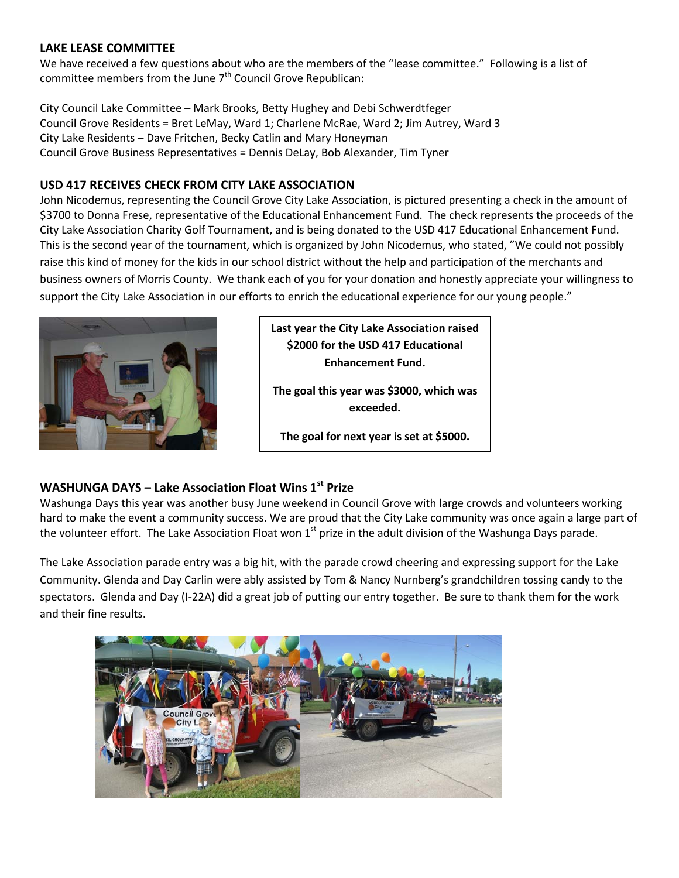## LAKE LEASE COMMITTEE

We have received a few questions about who are the members of the "lease committee." Following is a list of committee members from the June 7th Council Grove Republican:

City Council Lake Committee – Mark Brooks, Betty Hughey and Debi Schwerdtfeger
Council Grove Residents = Bret LeMay, Ward 1; Charlene McRae, Ward 2; Jim Autrey, Ward 3
City Lake Residents – Dave Fritchen, Becky Catlin and Mary Honeyman
Council Grove Business Representatives = Dennis DeLay, Bob Alexander, Tim Tyner

## USD 417 RECEIVES CHECK FROM CITY LAKE ASSOCIATION

John Nicodemus, representing the Council Grove City Lake Association, is pictured presenting a check in the amount of $3700 to Donna Frese, representative of the Educational Enhancement Fund. The check represents the proceeds of the City Lake Association Charity Golf Tournament, and is being donated to the USD 417 Educational Enhancement Fund. This is the second year of the tournament, which is organized by John Nicodemus, who stated, "We could not possibly raise this kind of money for the kids in our school district without the help and participation of the merchants and business owners of Morris County. We thank each of you for your donation and honestly appreciate your willingness to support the City Lake Association in our efforts to enrich the educational experience for our young people."

**Last year the City Lake Association raised $2000 for the USD 417 Educational Enhancement Fund.**

**The goal this year was $3000, which was exceeded.**

**The goal for next year is set at $5000.**

## WASHUNGA DAYS – Lake Association Float Wins 1st Prize

Washunga Days this year was another busy June weekend in Council Grove with large crowds and volunteers working hard to make the event a community success. We are proud that the City Lake community was once again a large part of the volunteer effort. The Lake Association Float won 1st prize in the adult division of the Washunga Days parade.

The Lake Association parade entry was a big hit, with the parade crowd cheering and expressing support for the Lake Community. Glenda and Day Carlin were ably assisted by Tom & Nancy Nurnberg's grandchildren tossing candy to the spectators. Glenda and Day (I-22A) did a great job of putting our entry together. Be sure to thank them for the work and their fine results.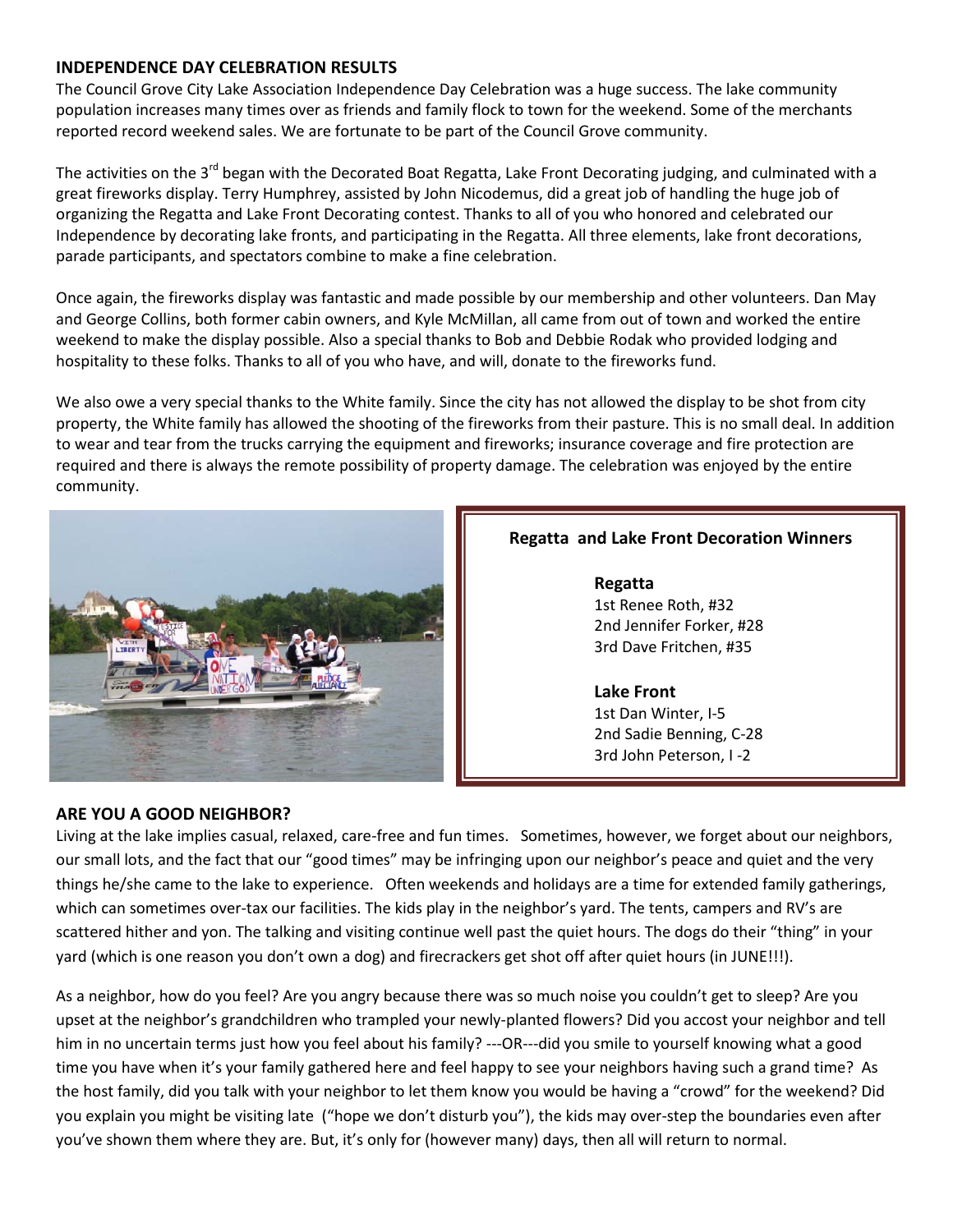## INDEPENDENCE DAY CELEBRATION RESULTS

The Council Grove City Lake Association Independence Day Celebration was a huge success. The lake community population increases many times over as friends and family flock to town for the weekend. Some of the merchants reported record weekend sales. We are fortunate to be part of the Council Grove community.

The activities on the 3rd began with the Decorated Boat Regatta, Lake Front Decorating judging, and culminated with a great fireworks display. Terry Humphrey, assisted by John Nicodemus, did a great job of handling the huge job of organizing the Regatta and Lake Front Decorating contest. Thanks to all of you who honored and celebrated our Independence by decorating lake fronts, and participating in the Regatta. All three elements, lake front decorations, parade participants, and spectators combine to make a fine celebration.

Once again, the fireworks display was fantastic and made possible by our membership and other volunteers. Dan May and George Collins, both former cabin owners, and Kyle McMillan, all came from out of town and worked the entire weekend to make the display possible. Also a special thanks to Bob and Debbie Rodak who provided lodging and hospitality to these folks. Thanks to all of you who have, and will, donate to the fireworks fund.

We also owe a very special thanks to the White family. Since the city has not allowed the display to be shot from city property, the White family has allowed the shooting of the fireworks from their pasture. This is no small deal. In addition to wear and tear from the trucks carrying the equipment and fireworks; insurance coverage and fire protection are required and there is always the remote possibility of property damage. The celebration was enjoyed by the entire community.

**Regatta and Lake Front Decoration Winners**

**Regatta**
1st Renee Roth, #32
2nd Jennifer Forker, #28
3rd Dave Fritchen, #35

**Lake Front**
1st Dan Winter, I-5
2nd Sadie Benning, C-28
3rd John Peterson, I -2

## ARE YOU A GOOD NEIGHBOR?

Living at the lake implies casual, relaxed, care-free and fun times. Sometimes, however, we forget about our neighbors, our small lots, and the fact that our "good times" may be infringing upon our neighbor's peace and quiet and the very things he/she came to the lake to experience. Often weekends and holidays are a time for extended family gatherings, which can sometimes over-tax our facilities. The kids play in the neighbor's yard. The tents, campers and RV's are scattered hither and yon. The talking and visiting continue well past the quiet hours. The dogs do their "thing" in your yard (which is one reason you don't own a dog) and firecrackers get shot off after quiet hours (in JUNE!!!).

As a neighbor, how do you feel? Are you angry because there was so much noise you couldn't get to sleep? Are you upset at the neighbor's grandchildren who trampled your newly-planted flowers? Did you accost your neighbor and tell him in no uncertain terms just how you feel about his family? ---OR---did you smile to yourself knowing what a good time you have when it's your family gathered here and feel happy to see your neighbors having such a grand time? As the host family, did you talk with your neighbor to let them know you would be having a "crowd" for the weekend? Did you explain you might be visiting late ("hope we don't disturb you"), the kids may over-step the boundaries even after you've shown them where they are. But, it's only for (however many) days, then all will return to normal.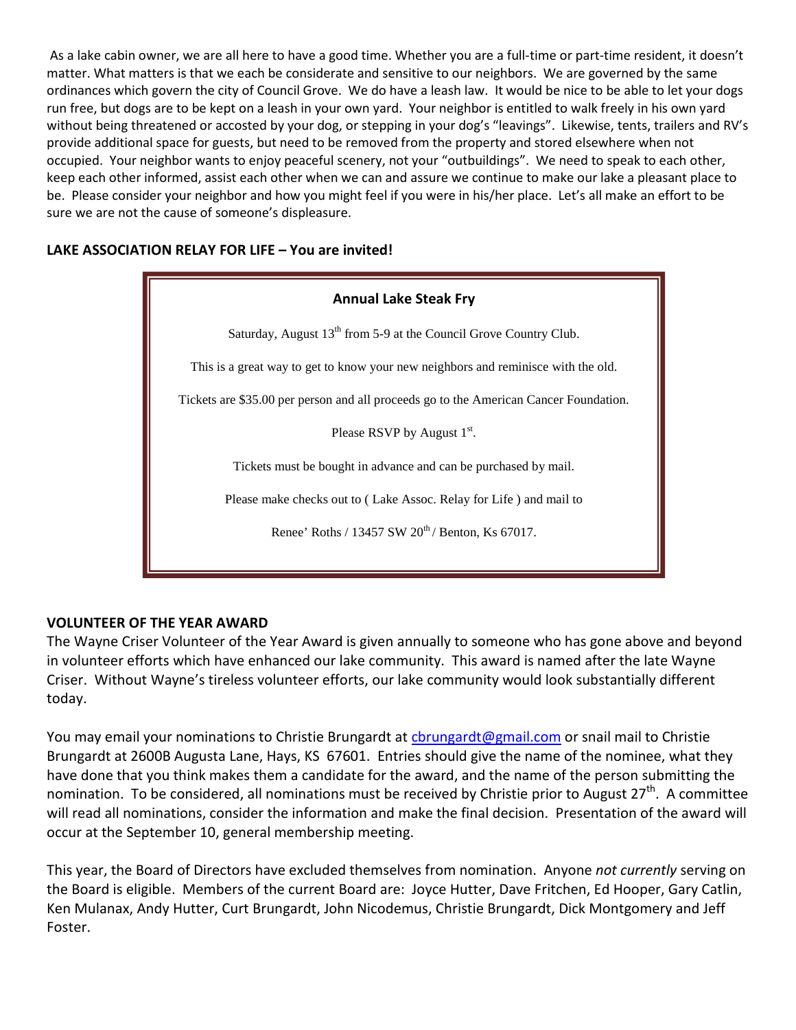As a lake cabin owner, we are all here to have a good time. Whether you are a full-time or part-time resident, it doesn't matter. What matters is that we each be considerate and sensitive to our neighbors. We are governed by the same ordinances which govern the city of Council Grove. We do have a leash law. It would be nice to be able to let your dogs run free, but dogs are to be kept on a leash in your own yard. Your neighbor is entitled to walk freely in his own yard without being threatened or accosted by your dog, or stepping in your dog's "leavings". Likewise, tents, trailers and RV's provide additional space for guests, but need to be removed from the property and stored elsewhere when not occupied. Your neighbor wants to enjoy peaceful scenery, not your "outbuildings". We need to speak to each other, keep each other informed, assist each other when we can and assure we continue to make our lake a pleasant place to be. Please consider your neighbor and how you might feel if you were in his/her place. Let's all make an effort to be sure we are not the cause of someone's displeasure.

**LAKE ASSOCIATION RELAY FOR LIFE – You are invited!**

**Annual Lake Steak Fry**

Saturday, August 13th from 5-9 at the Council Grove Country Club.

This is a great way to get to know your new neighbors and reminisce with the old.

Tickets are $35.00 per person and all proceeds go to the American Cancer Foundation.

Please RSVP by August 1st.

Tickets must be bought in advance and can be purchased by mail.

Please make checks out to ( Lake Assoc. Relay for Life ) and mail to

Renee' Roths / 13457 SW 20th / Benton, Ks 67017.

**VOLUNTEER OF THE YEAR AWARD**

The Wayne Criser Volunteer of the Year Award is given annually to someone who has gone above and beyond in volunteer efforts which have enhanced our lake community. This award is named after the late Wayne Criser. Without Wayne's tireless volunteer efforts, our lake community would look substantially different today.

You may email your nominations to Christie Brungardt at cbrungardt@gmail.com or snail mail to Christie Brungardt at 2600B Augusta Lane, Hays, KS 67601. Entries should give the name of the nominee, what they have done that you think makes them a candidate for the award, and the name of the person submitting the nomination. To be considered, all nominations must be received by Christie prior to August 27th. A committee will read all nominations, consider the information and make the final decision. Presentation of the award will occur at the September 10, general membership meeting.

This year, the Board of Directors have excluded themselves from nomination. Anyone *not currently* serving on the Board is eligible. Members of the current Board are: Joyce Hutter, Dave Fritchen, Ed Hooper, Gary Catlin, Ken Mulanax, Andy Hutter, Curt Brungardt, John Nicodemus, Christie Brungardt, Dick Montgomery and Jeff Foster.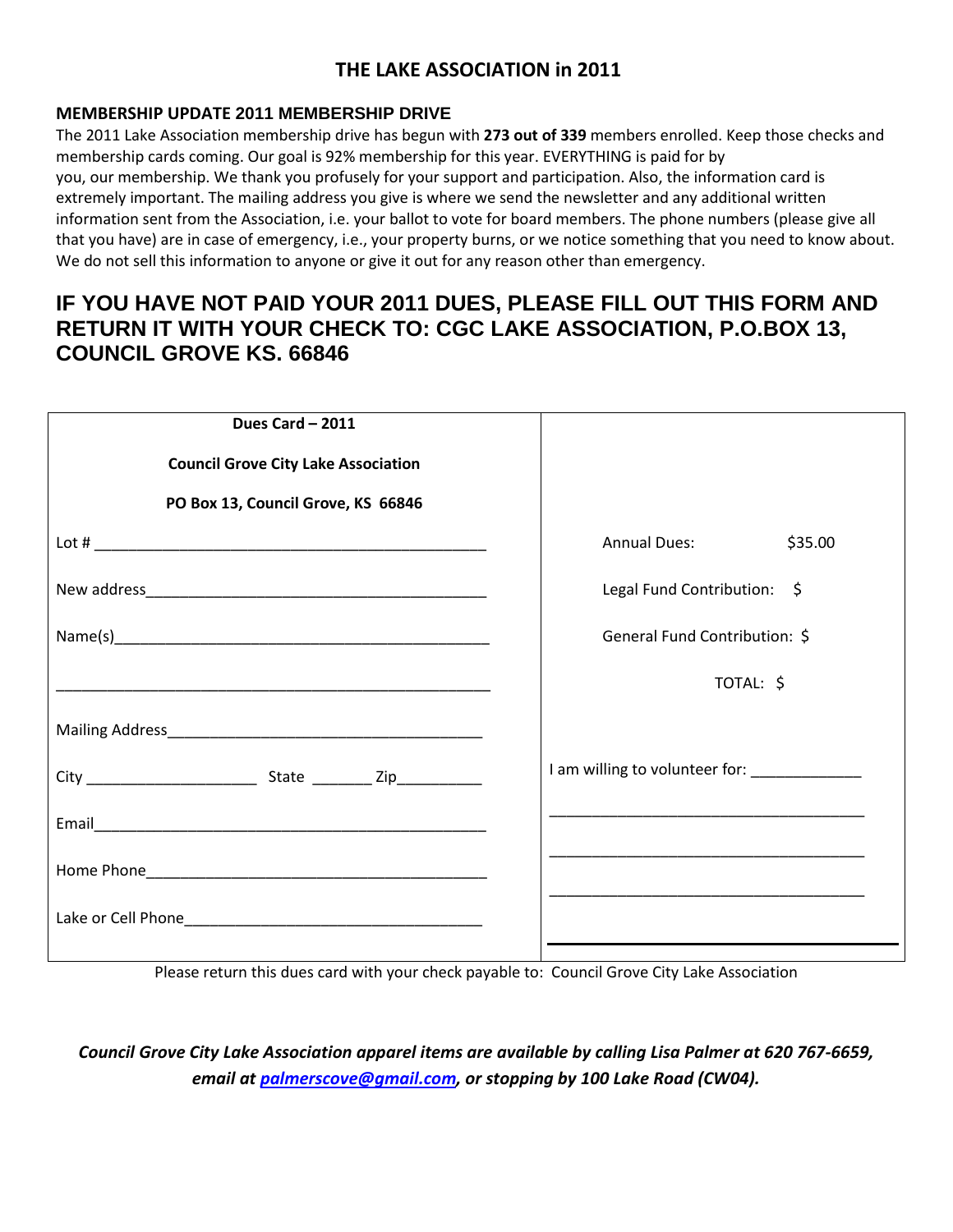# THE LAKE ASSOCIATION in 2011

### MEMBERSHIP UPDATE 2011 MEMBERSHIP DRIVE

The 2011 Lake Association membership drive has begun with **273 out of 339** members enrolled. Keep those checks and membership cards coming. Our goal is 92% membership for this year. EVERYTHING is paid for by you, our membership. We thank you profusely for your support and participation. Also, the information card is extremely important. The mailing address you give is where we send the newsletter and any additional written information sent from the Association, i.e. your ballot to vote for board members. The phone numbers (please give all that you have) are in case of emergency, i.e., your property burns, or we notice something that you need to know about. We do not sell this information to anyone or give it out for any reason other than emergency.

## IF YOU HAVE NOT PAID YOUR 2011 DUES, PLEASE FILL OUT THIS FORM AND RETURN IT WITH YOUR CHECK TO: CGC LAKE ASSOCIATION, P.O.BOX 13, COUNCIL GROVE KS. 66846

| **Dues Card – 2011**<br>**Council Grove City Lake Association**<br>**PO Box 13, Council Grove, KS 66846** | |
|---|---|
| Lot # ___________________________ | Annual Dues: $35.00 |
| New address ___________________________ | Legal Fund Contribution: $ |
| Name(s) ___________________________ | General Fund Contribution: $ |
| ___________________________ | TOTAL: $ |
| Mailing Address ___________________________ | |
| City ____________ State _______ Zip _________ | I am willing to volunteer for: _____________ |
| Email ___________________________ | ___________________________ |
| Home Phone ___________________________ | ___________________________ |
| Lake or Cell Phone ___________________________ | ___________________________ |

Please return this dues card with your check payable to: Council Grove City Lake Association

***Council Grove City Lake Association apparel items are available by calling Lisa Palmer at 620 767-6659, email at palmerscove@gmail.com, or stopping by 100 Lake Road (CW04).***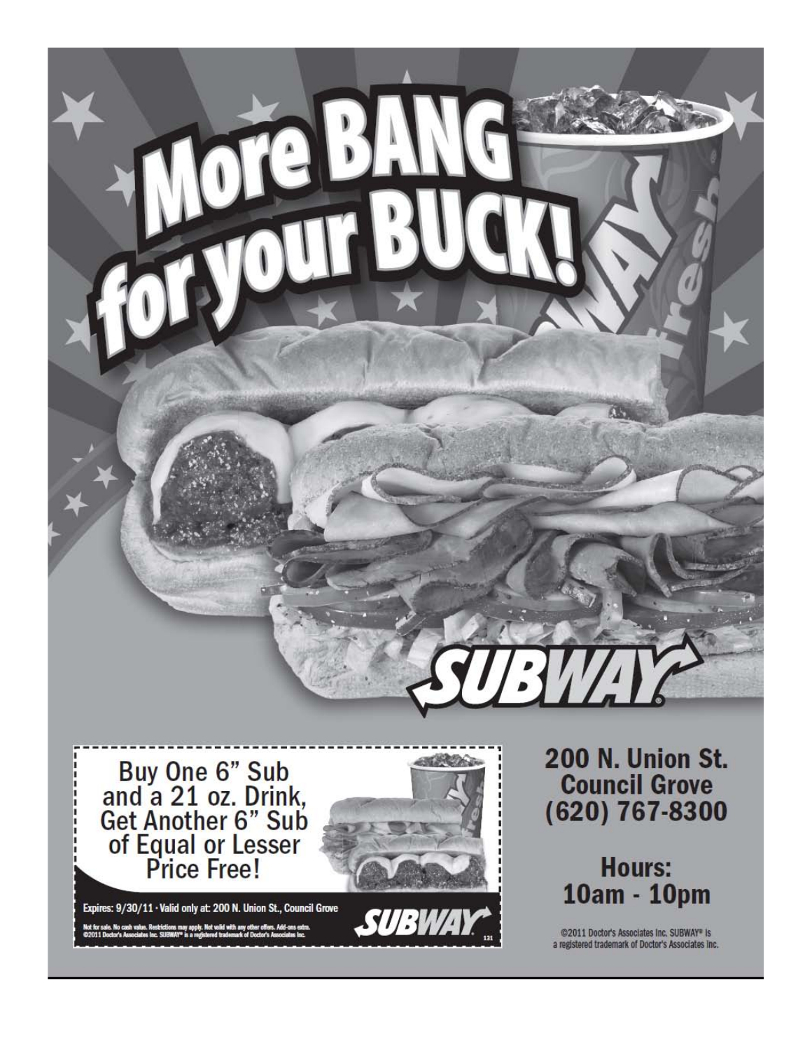# More BANG for your BUCK!

SUBWAY

**Buy One 6" Sub and a 21 oz. Drink, Get Another 6" Sub of Equal or Lesser Price Free!**

Expires: 9/30/11 · Valid only at: 200 N. Union St., Council Grove

Not for sale. No cash value. Restrictions may apply. Not valid with any other offers. Add-ons extra. ©2011 Doctor's Associates Inc. SUBWAY® is a registered trademark of Doctor's Associates Inc.

SUBWAY

131

**200 N. Union St.**
**Council Grove**
**(620) 767-8300**

**Hours:**
**10am - 10pm**

©2011 Doctor's Associates Inc. SUBWAY® is a registered trademark of Doctor's Associates Inc.